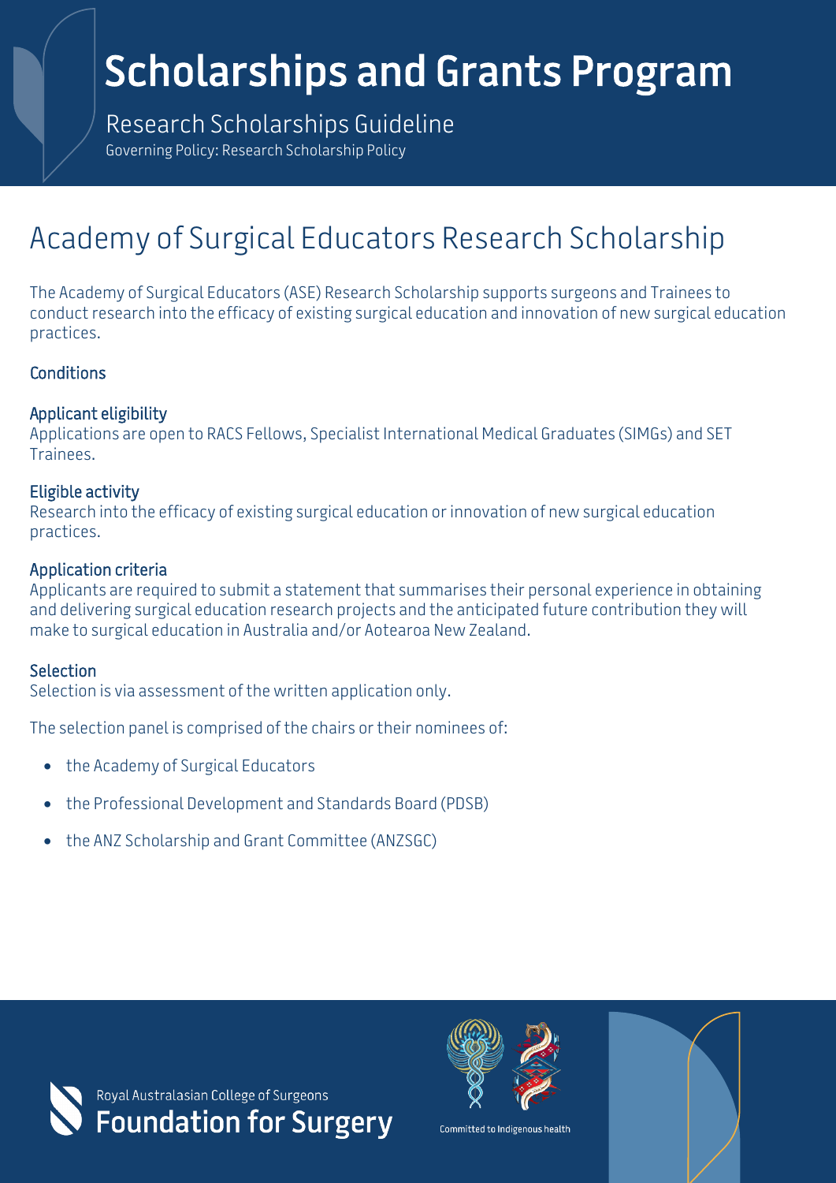# Scholarships and Grants Program

Research Scholarships Guideline

Governing Policy: Research Scholarship Policy

## Academy of Surgical Educators Research Scholarship

The Academy of Surgical Educators (ASE) Research Scholarship supports surgeons and Trainees to conduct research into the efficacy of existing surgical education and innovation of new surgical education practices.

### Conditions

#### Applicant eligibility

Applications are open to RACS Fellows, Specialist International Medical Graduates (SIMGs) and SET Trainees.

#### Eligible activity

Research into the efficacy of existing surgical education or innovation of new surgical education practices.

#### Application criteria

Applicants are required to submit a statement that summarises their personal experience in obtaining and delivering surgical education research projects and the anticipated future contribution they will make to surgical education in Australia and/or Aotearoa New Zealand.

#### Selection

Selection is via assessment of the written application only.

The selection panel is comprised of the chairs or their nominees of:

- the Academy of Surgical Educators
- the Professional Development and Standards Board (PDSB)
- the ANZ Scholarship and Grant Committee (ANZSGC)

Royal Australasian College of Surgeons

Foundation for Surgery

Committed to Indigenous health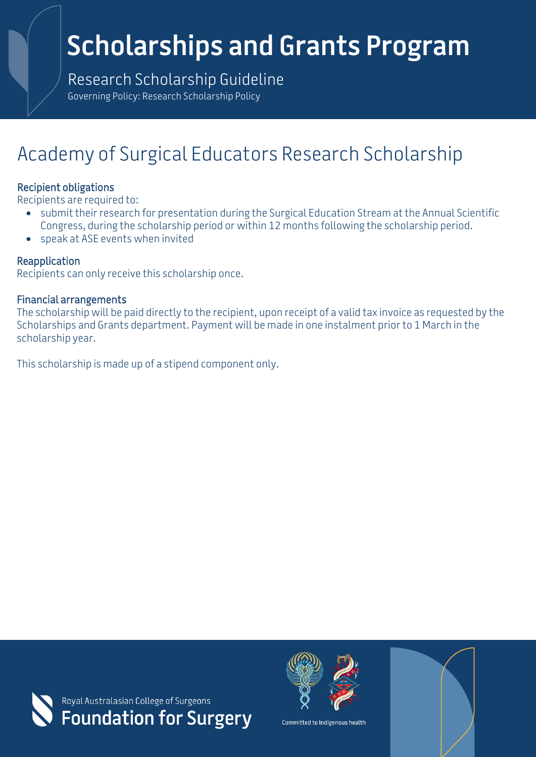# Scholarships and Grants Program

Research Scholarship Guideline

Governing Policy: Research Scholarship Policy

## Academy of Surgical Educators Research Scholarship

### Recipient obligations

Recipients are required to:

- submit their research for presentation during the Surgical Education Stream at the Annual Scientific Congress, during the scholarship period or within 12 months following the scholarship period.
- speak at ASE events when invited

### Reapplication

Recipients can only receive this scholarship once.

### Financial arrangements

The scholarship will be paid directly to the recipient, upon receipt of a valid tax invoice as requested by the Scholarships and Grants department. Payment will be made in one instalment prior to 1 March in the scholarship year.

This scholarship is made up of a stipend component only.

Royal Australasian College of Surgeons

**Foundation for Surgery**

Committed to Indigenous health